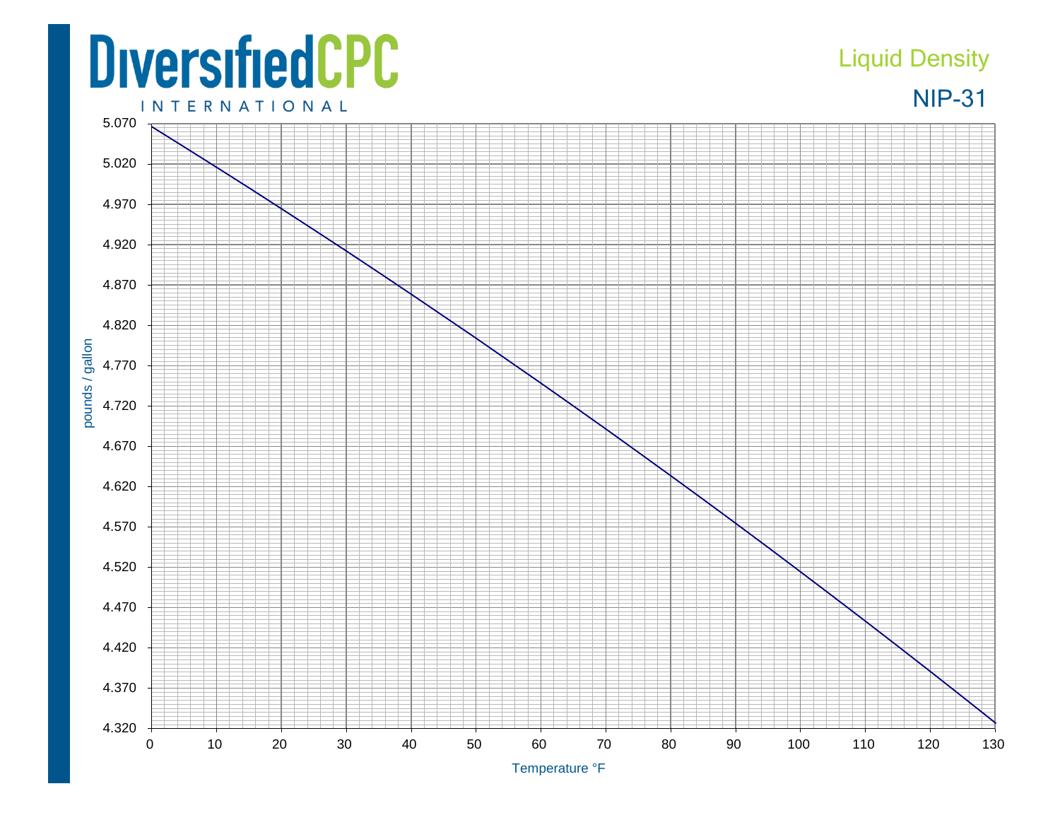DiversifiedCPC INTERNATIONAL

# Liquid Density

## NIP-31

pounds / gallon

5.070
5.020
4.970
4.920
4.870
4.820
4.770
4.720
4.670
4.620
4.570
4.520
4.470
4.420
4.370
4.320

0 10 20 30 40 50 60 70 80 90 100 110 120 130

Temperature °F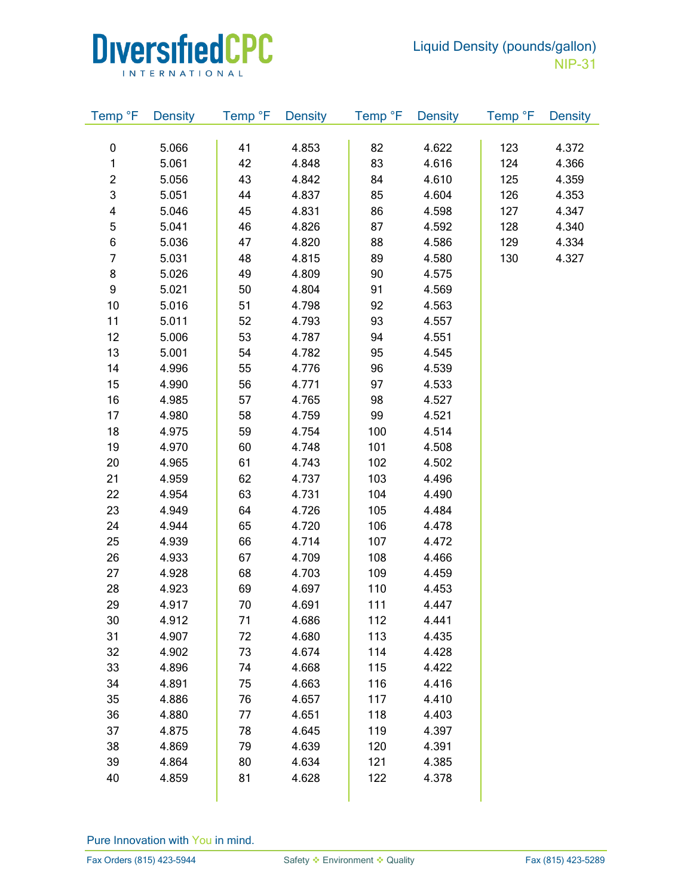DiversifiedCPC INTERNATIONAL

# Liquid Density (pounds/gallon)

## NIP-31

| Temp °F | Density | Temp °F | Density | Temp °F | Density | Temp °F | Density |
|---|---|---|---|---|---|---|---|
| 0 | 5.066 | 41 | 4.853 | 82 | 4.622 | 123 | 4.372 |
| 1 | 5.061 | 42 | 4.848 | 83 | 4.616 | 124 | 4.366 |
| 2 | 5.056 | 43 | 4.842 | 84 | 4.610 | 125 | 4.359 |
| 3 | 5.051 | 44 | 4.837 | 85 | 4.604 | 126 | 4.353 |
| 4 | 5.046 | 45 | 4.831 | 86 | 4.598 | 127 | 4.347 |
| 5 | 5.041 | 46 | 4.826 | 87 | 4.592 | 128 | 4.340 |
| 6 | 5.036 | 47 | 4.820 | 88 | 4.586 | 129 | 4.334 |
| 7 | 5.031 | 48 | 4.815 | 89 | 4.580 | 130 | 4.327 |
| 8 | 5.026 | 49 | 4.809 | 90 | 4.575 | | |
| 9 | 5.021 | 50 | 4.804 | 91 | 4.569 | | |
| 10 | 5.016 | 51 | 4.798 | 92 | 4.563 | | |
| 11 | 5.011 | 52 | 4.793 | 93 | 4.557 | | |
| 12 | 5.006 | 53 | 4.787 | 94 | 4.551 | | |
| 13 | 5.001 | 54 | 4.782 | 95 | 4.545 | | |
| 14 | 4.996 | 55 | 4.776 | 96 | 4.539 | | |
| 15 | 4.990 | 56 | 4.771 | 97 | 4.533 | | |
| 16 | 4.985 | 57 | 4.765 | 98 | 4.527 | | |
| 17 | 4.980 | 58 | 4.759 | 99 | 4.521 | | |
| 18 | 4.975 | 59 | 4.754 | 100 | 4.514 | | |
| 19 | 4.970 | 60 | 4.748 | 101 | 4.508 | | |
| 20 | 4.965 | 61 | 4.743 | 102 | 4.502 | | |
| 21 | 4.959 | 62 | 4.737 | 103 | 4.496 | | |
| 22 | 4.954 | 63 | 4.731 | 104 | 4.490 | | |
| 23 | 4.949 | 64 | 4.726 | 105 | 4.484 | | |
| 24 | 4.944 | 65 | 4.720 | 106 | 4.478 | | |
| 25 | 4.939 | 66 | 4.714 | 107 | 4.472 | | |
| 26 | 4.933 | 67 | 4.709 | 108 | 4.466 | | |
| 27 | 4.928 | 68 | 4.703 | 109 | 4.459 | | |
| 28 | 4.923 | 69 | 4.697 | 110 | 4.453 | | |
| 29 | 4.917 | 70 | 4.691 | 111 | 4.447 | | |
| 30 | 4.912 | 71 | 4.686 | 112 | 4.441 | | |
| 31 | 4.907 | 72 | 4.680 | 113 | 4.435 | | |
| 32 | 4.902 | 73 | 4.674 | 114 | 4.428 | | |
| 33 | 4.896 | 74 | 4.668 | 115 | 4.422 | | |
| 34 | 4.891 | 75 | 4.663 | 116 | 4.416 | | |
| 35 | 4.886 | 76 | 4.657 | 117 | 4.410 | | |
| 36 | 4.880 | 77 | 4.651 | 118 | 4.403 | | |
| 37 | 4.875 | 78 | 4.645 | 119 | 4.397 | | |
| 38 | 4.869 | 79 | 4.639 | 120 | 4.391 | | |
| 39 | 4.864 | 80 | 4.634 | 121 | 4.385 | | |
| 40 | 4.859 | 81 | 4.628 | 122 | 4.378 | | |

Pure Innovation with You in mind.

Fax Orders (815) 423-5944 Safety ❖ Environment ❖ Quality Fax (815) 423-5289